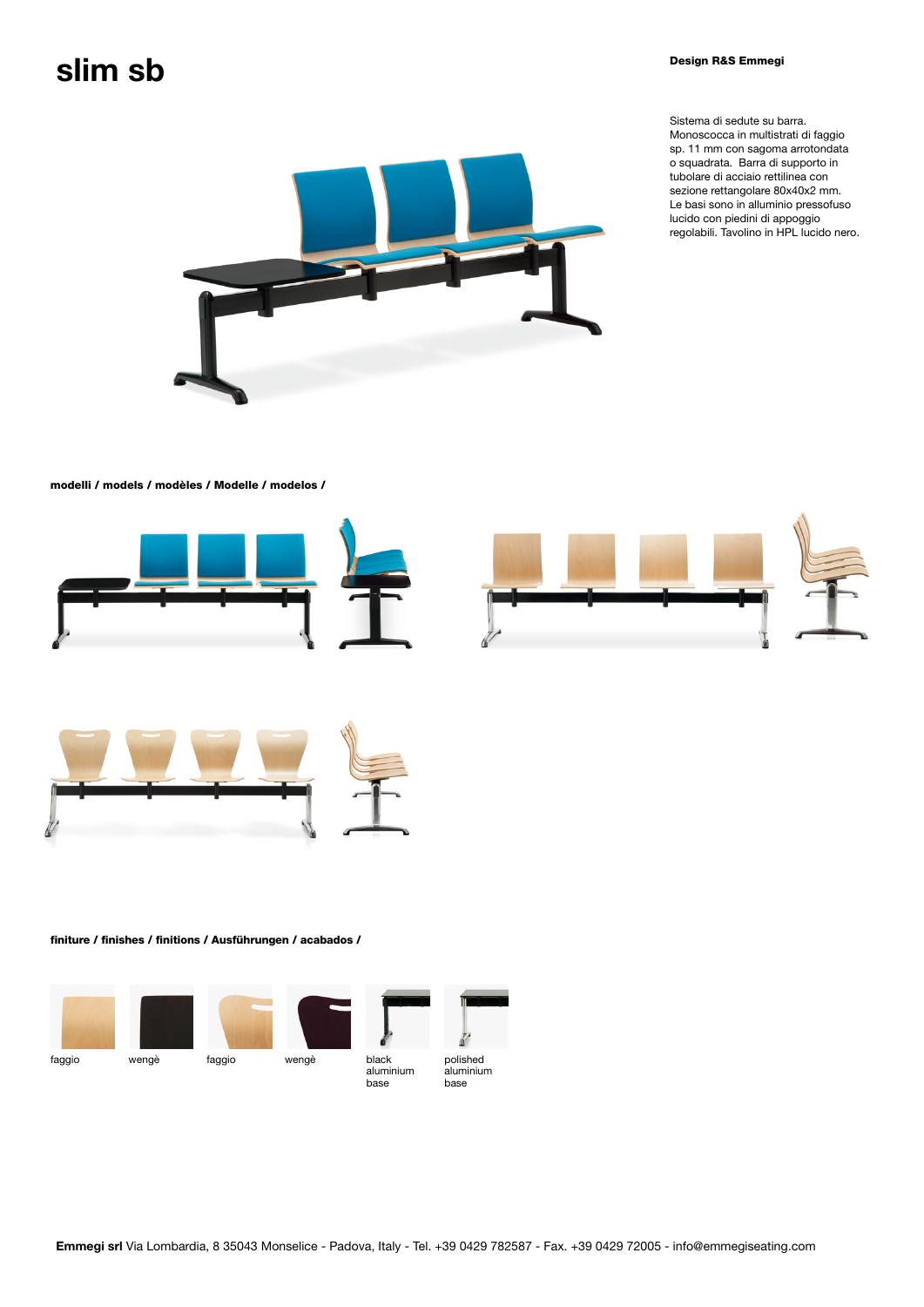# slim sb

**Design R&S Emmegi**

Sistema di sedute su barra. Monoscocca in multistrati di faggio sp. 11 mm con sagoma arrotondata o squadrata. Barra di supporto in tubolare di acciaio rettilinea con sezione rettangolare 80x40x2 mm. Le basi sono in alluminio pressofuso lucido con piedini di appoggio regolabili. Tavolino in HPL lucido nero.

**modelli / models / modèles / Modelle / modelos /**

**finiture / finishes / finitions / Ausführungen / acabados /**

faggio

wengè

faggio

wengè

black aluminium base

polished aluminium base

**Emmegi srl** Via Lombardia, 8 35043 Monselice - Padova, Italy - Tel. +39 0429 782587 - Fax. +39 0429 72005 - info@emmegiseating.com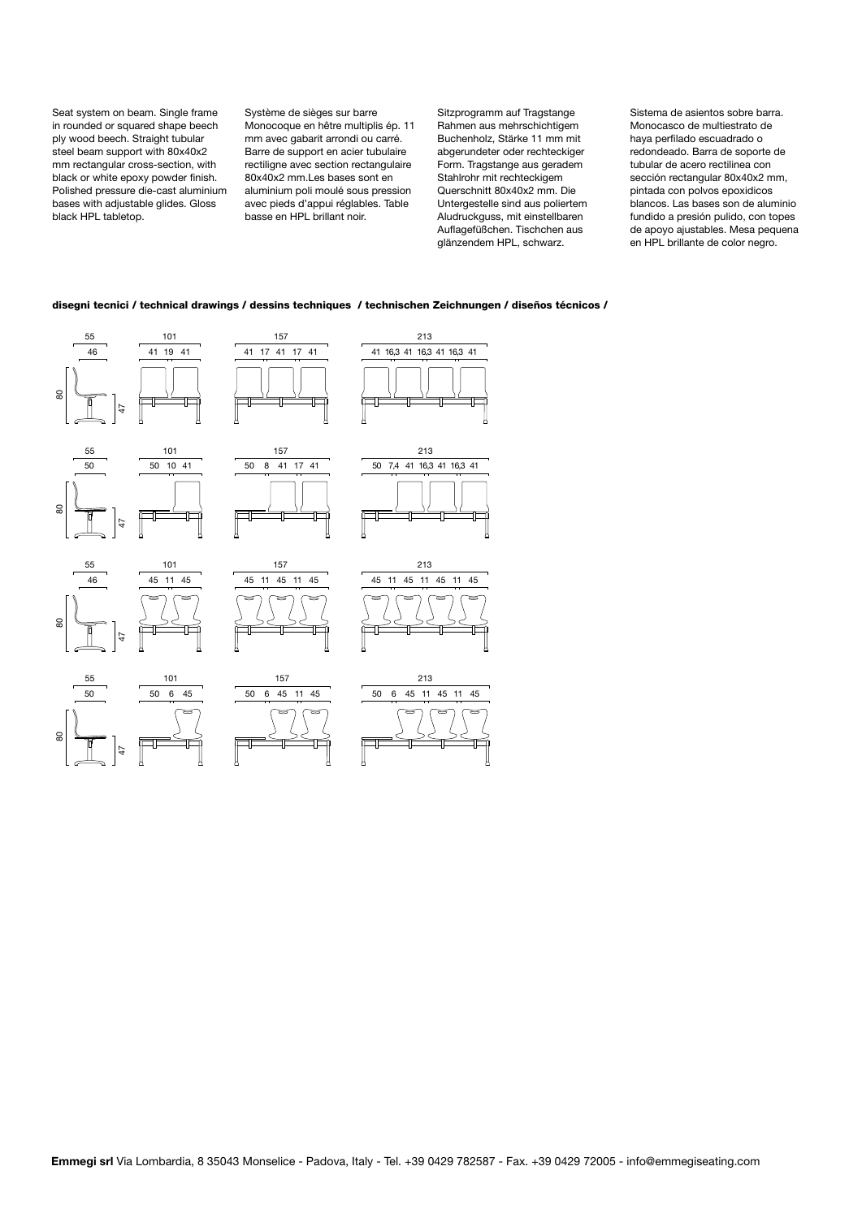Seat system on beam. Single frame in rounded or squared shape beech ply wood beech. Straight tubular steel beam support with 80x40x2 mm rectangular cross-section, with black or white epoxy powder finish. Polished pressure die-cast aluminium bases with adjustable glides. Gloss black HPL tabletop.

Système de sièges sur barre Monocoque en hêtre multiplis ép. 11 mm avec gabarit arrondi ou carré. Barre de support en acier tubulaire rectiligne avec section rectangulaire 80x40x2 mm.Les bases sont en aluminium poli moulé sous pression avec pieds d'appui réglables. Table basse en HPL brillant noir.

Sitzprogramm auf Tragstange Rahmen aus mehrschichtigem Buchenholz, Stärke 11 mm mit abgerundeter oder rechteckiger Form. Tragstange aus geradem Stahlrohr mit rechteckigem Querschnitt 80x40x2 mm. Die Untergestelle sind aus poliertem Aludruckguss, mit einstellbaren Auflagefüßchen. Tischchen aus glänzendem HPL, schwarz.

Sistema de asientos sobre barra. Monocasco de multiestrato de haya perfilado escuadrado o redondeado. Barra de soporte de tubular de acero rectilinea con sección rectangular 80x40x2 mm, pintada con polvos epoxidicos blancos. Las bases son de aluminio fundido a presión pulido, con topes de apoyo ajustables. Mesa pequena en HPL brillante de color negro.

**disegni tecnici / technical drawings / dessins techniques / technischen Zeichnungen / diseños técnicos /**

55
46
80
47
101
41 19 41
157
41 17 41 17 41
213
41 16,3 41 16,3 41 16,3 41

55
50
80
47
101
50 10 41
157
50 8 41 17 41
213
50 7,4 41 16,3 41 16,3 41

55
46
80
47
101
45 11 45
157
45 11 45 11 45
213
45 11 45 11 45 11 45

55
50
80
47
101
50 6 45
157
50 6 45 11 45
213
50 6 45 11 45 11 45

**Emmegi srl** Via Lombardia, 8 35043 Monselice - Padova, Italy - Tel. +39 0429 782587 - Fax. +39 0429 72005 - info@emmegiseating.com